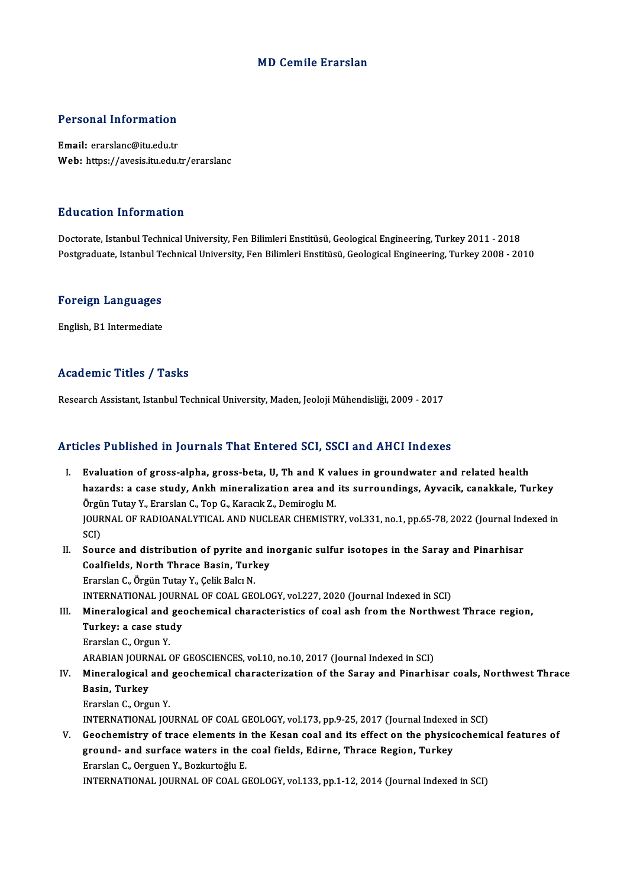# MD Cemile Erarslan

## Personal Information

**Email:** erarslanc@itu.edu.tr
**Web:** https://avesis.itu.edu.tr/erarslanc

## Education Information

Doctorate, Istanbul Technical University, Fen Bilimleri Enstitüsü, Geological Engineering, Turkey 2011 - 2018
Postgraduate, Istanbul Technical University, Fen Bilimleri Enstitüsü, Geological Engineering, Turkey 2008 - 2010

## Foreign Languages

English, B1 Intermediate

## Academic Titles / Tasks

Research Assistant, Istanbul Technical University, Maden, Jeoloji Mühendisliği, 2009 - 2017

## Articles Published in Journals That Entered SCI, SSCI and AHCI Indexes

I. **Evaluation of gross-alpha, gross-beta, U, Th and K values in groundwater and related health hazards: a case study, Ankh mineralization area and its surroundings, Ayvacik, canakkale, Turkey**
Örgün Tutay Y., Erarslan C., Top G., Karacık Z., Demiroglu M.
JOURNAL OF RADIOANALYTICAL AND NUCLEAR CHEMISTRY, vol.331, no.1, pp.65-78, 2022 (Journal Indexed in SCI)

II. **Source and distribution of pyrite and inorganic sulfur isotopes in the Saray and Pinarhisar Coalfields, North Thrace Basin, Turkey**
Erarslan C., Örgün Tutay Y., Çelik Balcı N.
INTERNATIONAL JOURNAL OF COAL GEOLOGY, vol.227, 2020 (Journal Indexed in SCI)

III. **Mineralogical and geochemical characteristics of coal ash from the Northwest Thrace region, Turkey: a case study**
Erarslan C., Orgun Y.
ARABIAN JOURNAL OF GEOSCIENCES, vol.10, no.10, 2017 (Journal Indexed in SCI)

IV. **Mineralogical and geochemical characterization of the Saray and Pinarhisar coals, Northwest Thrace Basin, Turkey**
Erarslan C., Orgun Y.
INTERNATIONAL JOURNAL OF COAL GEOLOGY, vol.173, pp.9-25, 2017 (Journal Indexed in SCI)

V. **Geochemistry of trace elements in the Kesan coal and its effect on the physicochemical features of ground- and surface waters in the coal fields, Edirne, Thrace Region, Turkey**
Erarslan C., Oerguen Y., Bozkurtoğlu E.
INTERNATIONAL JOURNAL OF COAL GEOLOGY, vol.133, pp.1-12, 2014 (Journal Indexed in SCI)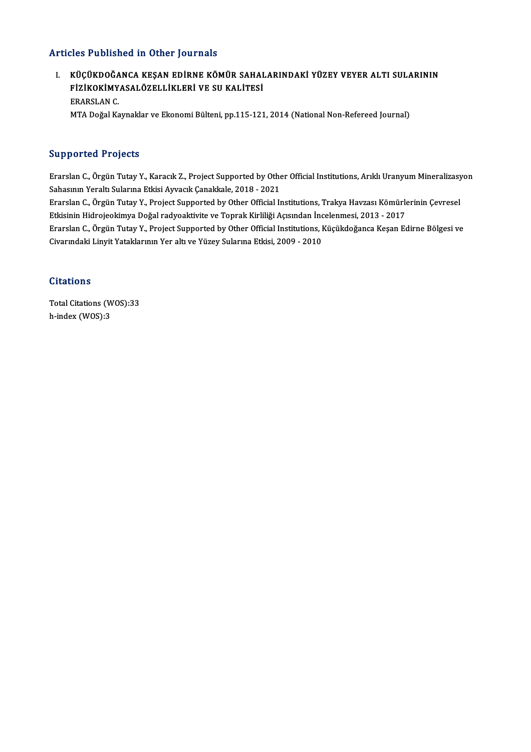## Articles Published in Other Journals

I. **KÜÇÜKDOĞANCA KEŞAN EDİRNE KÖMÜR SAHALARINDAKİ YÜZEY VEYER ALTI SULARININ FİZİKOKİMYASALÖZELLİKLERİ VE SU KALİTESİ**
   ERARSLAN C.
   MTA Doğal Kaynaklar ve Ekonomi Bülteni, pp.115-121, 2014 (National Non-Refereed Journal)

## Supported Projects

Erarslan C., Örgün Tutay Y., Karacık Z., Project Supported by Other Official Institutions, Arıklı Uranyum Mineralizasyon Sahasının Yeraltı Sularına Etkisi Ayvacık Çanakkale, 2018 - 2021

Erarslan C., Örgün Tutay Y., Project Supported by Other Official Institutions, Trakya Havzası Kömürlerinin Çevresel Etkisinin Hidrojeokimya Doğal radyoaktivite ve Toprak Kirliliği Açısından İncelenmesi, 2013 - 2017

Erarslan C., Örgün Tutay Y., Project Supported by Other Official Institutions, Küçükdoğanca Keşan Edirne Bölgesi ve Civarındaki Linyit Yataklarının Yer altı ve Yüzey Sularına Etkisi, 2009 - 2010

## Citations

Total Citations (WOS):33
h-index (WOS):3